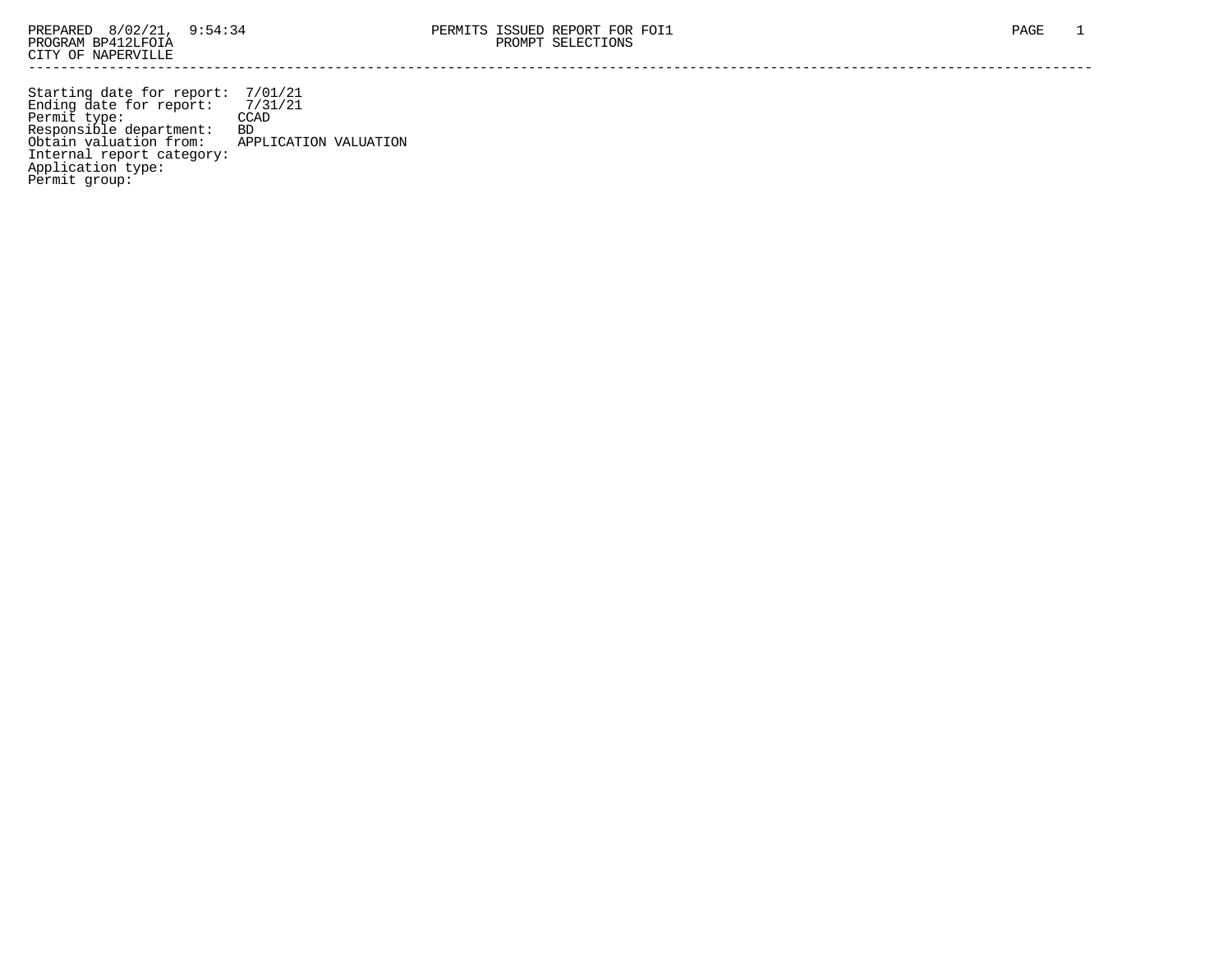PREPARED 8/02/21, 9:54:34 PERMITS ISSUED REPORT FOR FOI1
PROGRAM BP412LFOIA PROMPT SELECTIONS
CITY OF NAPERVILLE

---

Starting date for report: 7/01/21
Ending date for report: 7/31/21
Permit type: CCAD
Responsible department: BD
Obtain valuation from: APPLICATION VALUATION
Internal report category:
Application type:
Permit group: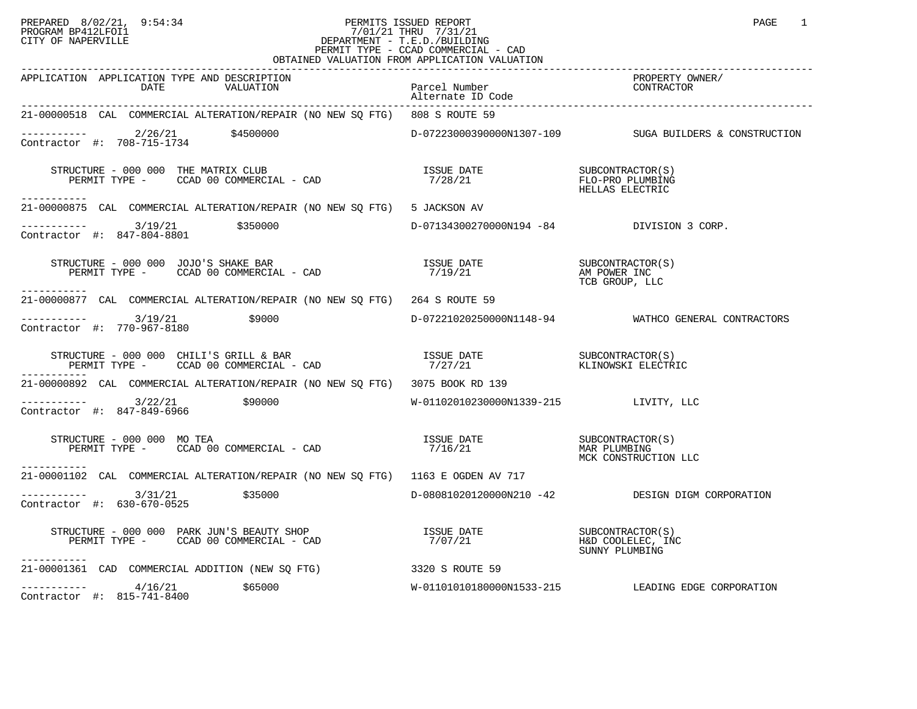PREPARED 8/02/21, 9:54:34
PROGRAM BP412LFOI1
CITY OF NAPERVILLE

# PERMITS ISSUED REPORT

7/01/21 THRU 7/31/21
DEPARTMENT - T.E.D./BUILDING
PERMIT TYPE - CCAD COMMERCIAL - CAD
OBTAINED VALUATION FROM APPLICATION VALUATION

| APPLICATION | APPLICATION TYPE AND DESCRIPTION / DATE | VALUATION | Parcel Number / Alternate ID Code | PROPERTY OWNER/ CONTRACTOR |
|---|---|---|---|---|
| 21-00000518 | CAL COMMERCIAL ALTERATION/REPAIR (NO NEW SQ FTG) 808 S ROUTE 59 | | | |
| Contractor #: 708-715-1734 | 2/26/21 | $4500000 | D-07223000390000N1307-109 | SUGA BUILDERS & CONSTRUCTION |
| | STRUCTURE - 000 000 THE MATRIX CLUB; PERMIT TYPE - CCAD 00 COMMERCIAL - CAD | | ISSUE DATE 7/28/21 | SUBCONTRACTOR(S): FLO-PRO PLUMBING, HELLAS ELECTRIC |
| 21-00000875 | CAL COMMERCIAL ALTERATION/REPAIR (NO NEW SQ FTG) 5 JACKSON AV | | | |
| Contractor #: 847-804-8801 | 3/19/21 | $350000 | D-07134300270000N194 -84 | DIVISION 3 CORP. |
| | STRUCTURE - 000 000 JOJO'S SHAKE BAR; PERMIT TYPE - CCAD 00 COMMERCIAL - CAD | | ISSUE DATE 7/19/21 | SUBCONTRACTOR(S): AM POWER INC, TCB GROUP, LLC |
| 21-00000877 | CAL COMMERCIAL ALTERATION/REPAIR (NO NEW SQ FTG) 264 S ROUTE 59 | | | |
| Contractor #: 770-967-8180 | 3/19/21 | $9000 | D-07221020250000N1148-94 | WATHCO GENERAL CONTRACTORS |
| | STRUCTURE - 000 000 CHILI'S GRILL & BAR; PERMIT TYPE - CCAD 00 COMMERCIAL - CAD | | ISSUE DATE 7/27/21 | SUBCONTRACTOR(S): KLINOWSKI ELECTRIC |
| 21-00000892 | CAL COMMERCIAL ALTERATION/REPAIR (NO NEW SQ FTG) 3075 BOOK RD 139 | | | |
| Contractor #: 847-849-6966 | 3/22/21 | $90000 | W-01102010230000N1339-215 | LIVITY, LLC |
| | STRUCTURE - 000 000 MO TEA; PERMIT TYPE - CCAD 00 COMMERCIAL - CAD | | ISSUE DATE 7/16/21 | SUBCONTRACTOR(S): MAR PLUMBING, MCK CONSTRUCTION LLC |
| 21-00001102 | CAL COMMERCIAL ALTERATION/REPAIR (NO NEW SQ FTG) 1163 E OGDEN AV 717 | | | |
| Contractor #: 630-670-0525 | 3/31/21 | $35000 | D-08081020120000N210 -42 | DESIGN DIGM CORPORATION |
| | STRUCTURE - 000 000 PARK JUN'S BEAUTY SHOP; PERMIT TYPE - CCAD 00 COMMERCIAL - CAD | | ISSUE DATE 7/07/21 | SUBCONTRACTOR(S): H&D COOLELEC, INC, SUNNY PLUMBING |
| 21-00001361 | CAD COMMERCIAL ADDITION (NEW SQ FTG) 3320 S ROUTE 59 | | | |
| Contractor #: 815-741-8400 | 4/16/21 | $65000 | W-01101010180000N1533-215 | LEADING EDGE CORPORATION |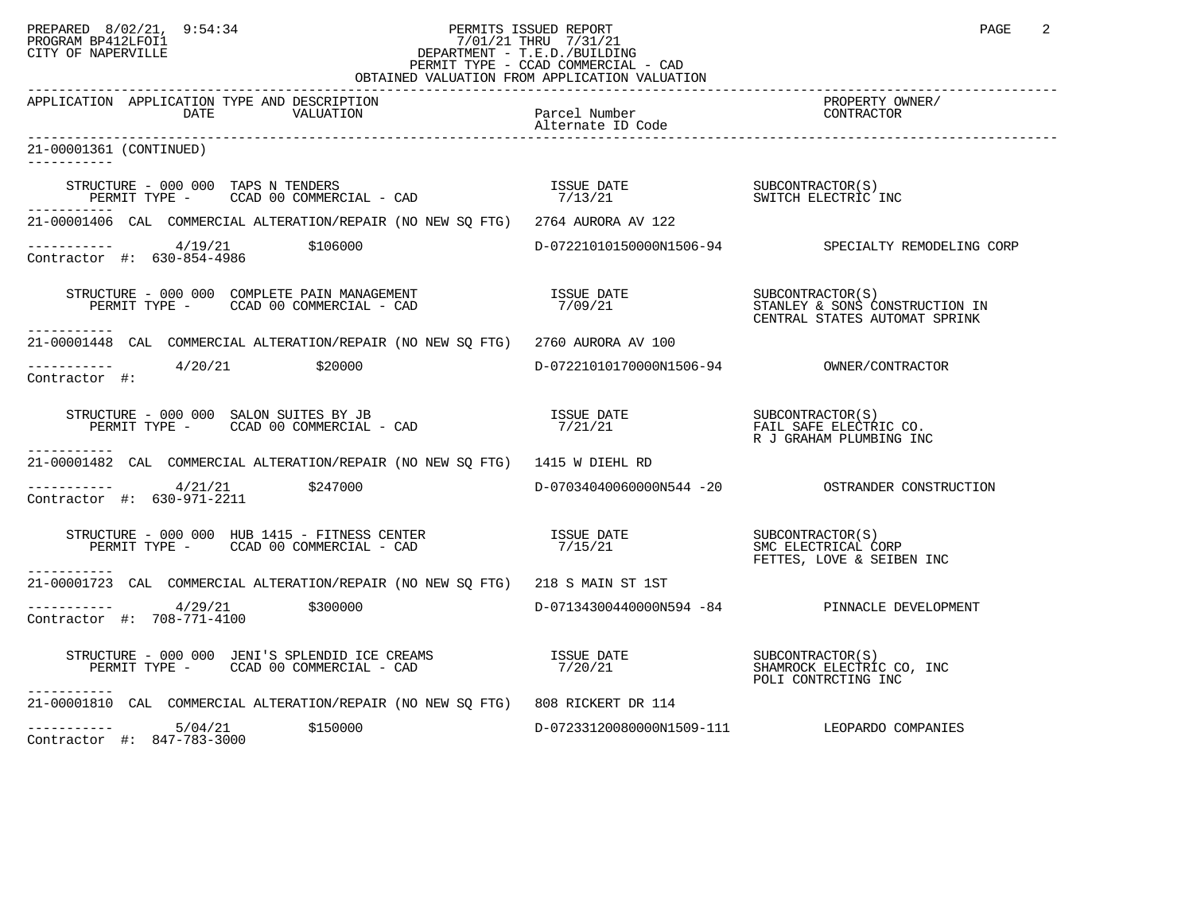PREPARED 8/02/21, 9:54:34 PERMITS ISSUED REPORT
PROGRAM BP412LFOI1 7/01/21 THRU 7/31/21
CITY OF NAPERVILLE DEPARTMENT - T.E.D./BUILDING
PERMIT TYPE - CCAD COMMERCIAL - CAD
OBTAINED VALUATION FROM APPLICATION VALUATION

| APPLICATION | APPLICATION TYPE AND DESCRIPTION DATE VALUATION | Parcel Number Alternate ID Code | PROPERTY OWNER/ CONTRACTOR |
|---|---|---|---|

**21-00001361 (CONTINUED)**

STRUCTURE - 000 000 TAPS N TENDERS — ISSUE DATE 7/13/21
PERMIT TYPE - CCAD 00 COMMERCIAL - CAD
SUBCONTRACTOR(S): SWITCH ELECTRIC INC

---

**21-00001406** CAL COMMERCIAL ALTERATION/REPAIR (NO NEW SQ FTG) 2764 AURORA AV 122

4/19/21 $106000 D-07221010150000N1506-94 SPECIALTY REMODELING CORP
Contractor #: 630-854-4986

STRUCTURE - 000 000 COMPLETE PAIN MANAGEMENT — ISSUE DATE 7/09/21
PERMIT TYPE - CCAD 00 COMMERCIAL - CAD
SUBCONTRACTOR(S): STANLEY & SONS CONSTRUCTION IN; CENTRAL STATES AUTOMAT SPRINK

---

**21-00001448** CAL COMMERCIAL ALTERATION/REPAIR (NO NEW SQ FTG) 2760 AURORA AV 100

4/20/21 $20000 D-07221010170000N1506-94 OWNER/CONTRACTOR
Contractor #:

STRUCTURE - 000 000 SALON SUITES BY JB — ISSUE DATE 7/21/21
PERMIT TYPE - CCAD 00 COMMERCIAL - CAD
SUBCONTRACTOR(S): FAIL SAFE ELECTRIC CO.; R J GRAHAM PLUMBING INC

---

**21-00001482** CAL COMMERCIAL ALTERATION/REPAIR (NO NEW SQ FTG) 1415 W DIEHL RD

4/21/21 $247000 D-07034040060000N544 -20 OSTRANDER CONSTRUCTION
Contractor #: 630-971-2211

STRUCTURE - 000 000 HUB 1415 - FITNESS CENTER — ISSUE DATE 7/15/21
PERMIT TYPE - CCAD 00 COMMERCIAL - CAD
SUBCONTRACTOR(S): SMC ELECTRICAL CORP; FETTES, LOVE & SEIBEN INC

---

**21-00001723** CAL COMMERCIAL ALTERATION/REPAIR (NO NEW SQ FTG) 218 S MAIN ST 1ST

4/29/21 $300000 D-07134300440000N594 -84 PINNACLE DEVELOPMENT
Contractor #: 708-771-4100

STRUCTURE - 000 000 JENI'S SPLENDID ICE CREAMS — ISSUE DATE 7/20/21
PERMIT TYPE - CCAD 00 COMMERCIAL - CAD
SUBCONTRACTOR(S): SHAMROCK ELECTRIC CO, INC; POLI CONTRCTING INC

---

**21-00001810** CAL COMMERCIAL ALTERATION/REPAIR (NO NEW SQ FTG) 808 RICKERT DR 114

5/04/21 $150000 D-07233120080000N1509-111 LEOPARDO COMPANIES
Contractor #: 847-783-3000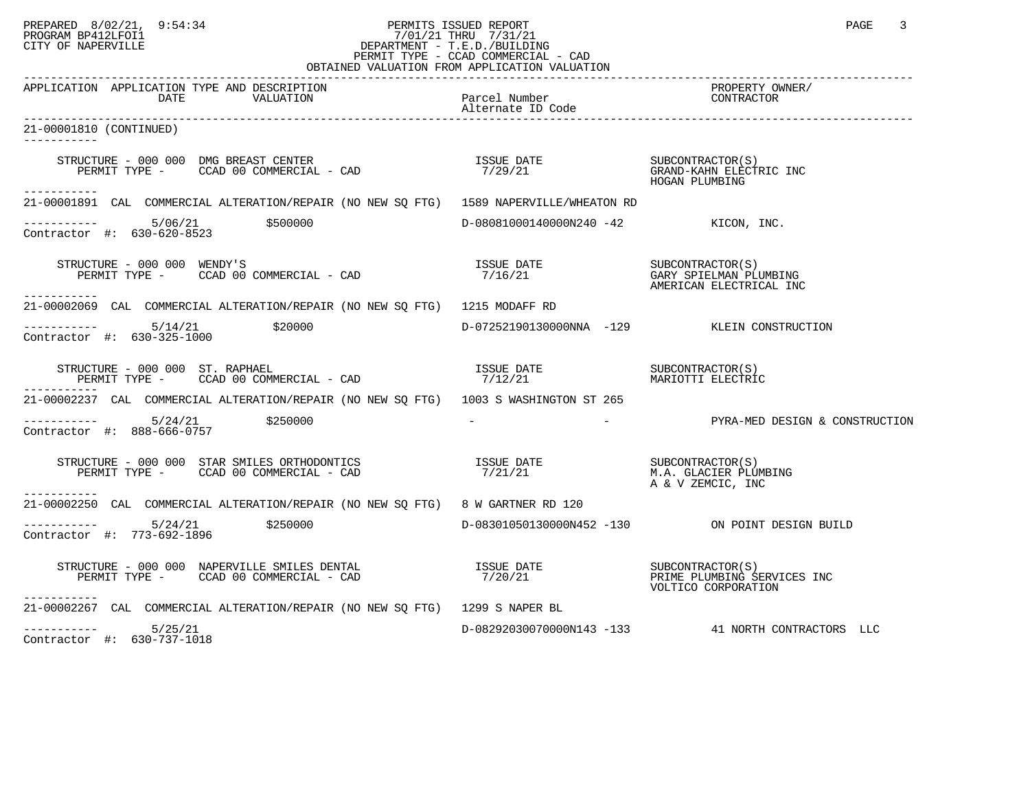PERMITS ISSUED REPORT
7/01/21 THRU 7/31/21
DEPARTMENT - T.E.D./BUILDING
PERMIT TYPE - CCAD COMMERCIAL - CAD
OBTAINED VALUATION FROM APPLICATION VALUATION

| APPLICATION | APPLICATION TYPE AND DESCRIPTION DATE VALUATION | Parcel Number Alternate ID Code | PROPERTY OWNER/ CONTRACTOR |
|---|---|---|---|

21-00001810 (CONTINUED)

STRUCTURE - 000 000 DMG BREAST CENTER
PERMIT TYPE - CCAD 00 COMMERCIAL - CAD
ISSUE DATE 7/29/21
SUBCONTRACTOR(S): GRAND-KAHN ELECTRIC INC; HOGAN PLUMBING

---

21-00001891 CAL COMMERCIAL ALTERATION/REPAIR (NO NEW SQ FTG) 1589 NAPERVILLE/WHEATON RD
5/06/21 $500000 D-08081000140000N240 -42 KICON, INC.
Contractor #: 630-620-8523

STRUCTURE - 000 000 WENDY'S
PERMIT TYPE - CCAD 00 COMMERCIAL - CAD
ISSUE DATE 7/16/21
SUBCONTRACTOR(S): GARY SPIELMAN PLUMBING; AMERICAN ELECTRICAL INC

---

21-00002069 CAL COMMERCIAL ALTERATION/REPAIR (NO NEW SQ FTG) 1215 MODAFF RD
5/14/21 $20000 D-07252190130000NNA -129 KLEIN CONSTRUCTION
Contractor #: 630-325-1000

STRUCTURE - 000 000 ST. RAPHAEL
PERMIT TYPE - CCAD 00 COMMERCIAL - CAD
ISSUE DATE 7/12/21
SUBCONTRACTOR(S): MARIOTTI ELECTRIC

---

21-00002237 CAL COMMERCIAL ALTERATION/REPAIR (NO NEW SQ FTG) 1003 S WASHINGTON ST 265
5/24/21 $250000 - - PYRA-MED DESIGN & CONSTRUCTION
Contractor #: 888-666-0757

STRUCTURE - 000 000 STAR SMILES ORTHODONTICS
PERMIT TYPE - CCAD 00 COMMERCIAL - CAD
ISSUE DATE 7/21/21
SUBCONTRACTOR(S): M.A. GLACIER PLUMBING; A & V ZEMCIC, INC

---

21-00002250 CAL COMMERCIAL ALTERATION/REPAIR (NO NEW SQ FTG) 8 W GARTNER RD 120
5/24/21 $250000 D-08301050130000N452 -130 ON POINT DESIGN BUILD
Contractor #: 773-692-1896

STRUCTURE - 000 000 NAPERVILLE SMILES DENTAL
PERMIT TYPE - CCAD 00 COMMERCIAL - CAD
ISSUE DATE 7/20/21
SUBCONTRACTOR(S): PRIME PLUMBING SERVICES INC; VOLTICO CORPORATION

---

21-00002267 CAL COMMERCIAL ALTERATION/REPAIR (NO NEW SQ FTG) 1299 S NAPER BL
5/25/21 D-08292030070000N143 -133 41 NORTH CONTRACTORS LLC
Contractor #: 630-737-1018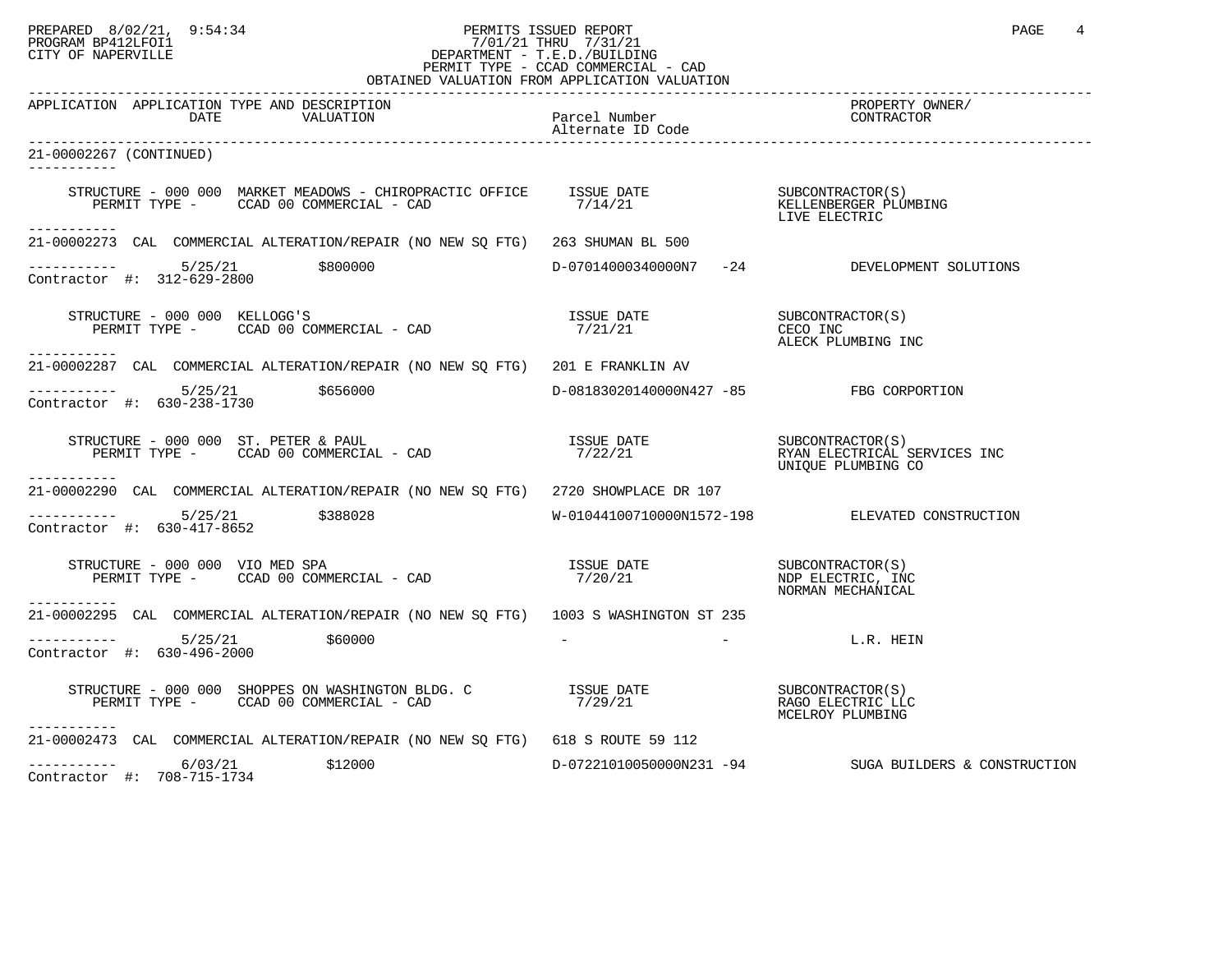| APPLICATION | APPLICATION TYPE AND DESCRIPTION DATE VALUATION | Parcel Number Alternate ID Code | PROPERTY OWNER/ CONTRACTOR |
|---|---|---|---|

21-00002267 (CONTINUED)

STRUCTURE - 000 000 MARKET MEADOWS - CHIROPRACTIC OFFICE
PERMIT TYPE - CCAD 00 COMMERCIAL - CAD
ISSUE DATE 7/14/21
SUBCONTRACTOR(S): KELLENBERGER PLUMBING, LIVE ELECTRIC

---

21-00002273 CAL COMMERCIAL ALTERATION/REPAIR (NO NEW SQ FTG) 263 SHUMAN BL 500
5/25/21 $800000 D-07014000340000N7 -24 DEVELOPMENT SOLUTIONS
Contractor #: 312-629-2800

STRUCTURE - 000 000 KELLOGG'S
PERMIT TYPE - CCAD 00 COMMERCIAL - CAD
ISSUE DATE 7/21/21
SUBCONTRACTOR(S): CECO INC, ALECK PLUMBING INC

---

21-00002287 CAL COMMERCIAL ALTERATION/REPAIR (NO NEW SQ FTG) 201 E FRANKLIN AV
5/25/21 $656000 D-08183020140000N427 -85 FBG CORPORTION
Contractor #: 630-238-1730

STRUCTURE - 000 000 ST. PETER & PAUL
PERMIT TYPE - CCAD 00 COMMERCIAL - CAD
ISSUE DATE 7/22/21
SUBCONTRACTOR(S): RYAN ELECTRICAL SERVICES INC, UNIQUE PLUMBING CO

---

21-00002290 CAL COMMERCIAL ALTERATION/REPAIR (NO NEW SQ FTG) 2720 SHOWPLACE DR 107
5/25/21 $388028 W-01044100710000N1572-198 ELEVATED CONSTRUCTION
Contractor #: 630-417-8652

STRUCTURE - 000 000 VIO MED SPA
PERMIT TYPE - CCAD 00 COMMERCIAL - CAD
ISSUE DATE 7/20/21
SUBCONTRACTOR(S): NDP ELECTRIC, INC, NORMAN MECHANICAL

---

21-00002295 CAL COMMERCIAL ALTERATION/REPAIR (NO NEW SQ FTG) 1003 S WASHINGTON ST 235
5/25/21 $60000 - - L.R. HEIN
Contractor #: 630-496-2000

STRUCTURE - 000 000 SHOPPES ON WASHINGTON BLDG. C
PERMIT TYPE - CCAD 00 COMMERCIAL - CAD
ISSUE DATE 7/29/21
SUBCONTRACTOR(S): RAGO ELECTRIC LLC, MCELROY PLUMBING

---

21-00002473 CAL COMMERCIAL ALTERATION/REPAIR (NO NEW SQ FTG) 618 S ROUTE 59 112
6/03/21 $12000 D-07221010050000N231 -94 SUGA BUILDERS & CONSTRUCTION
Contractor #: 708-715-1734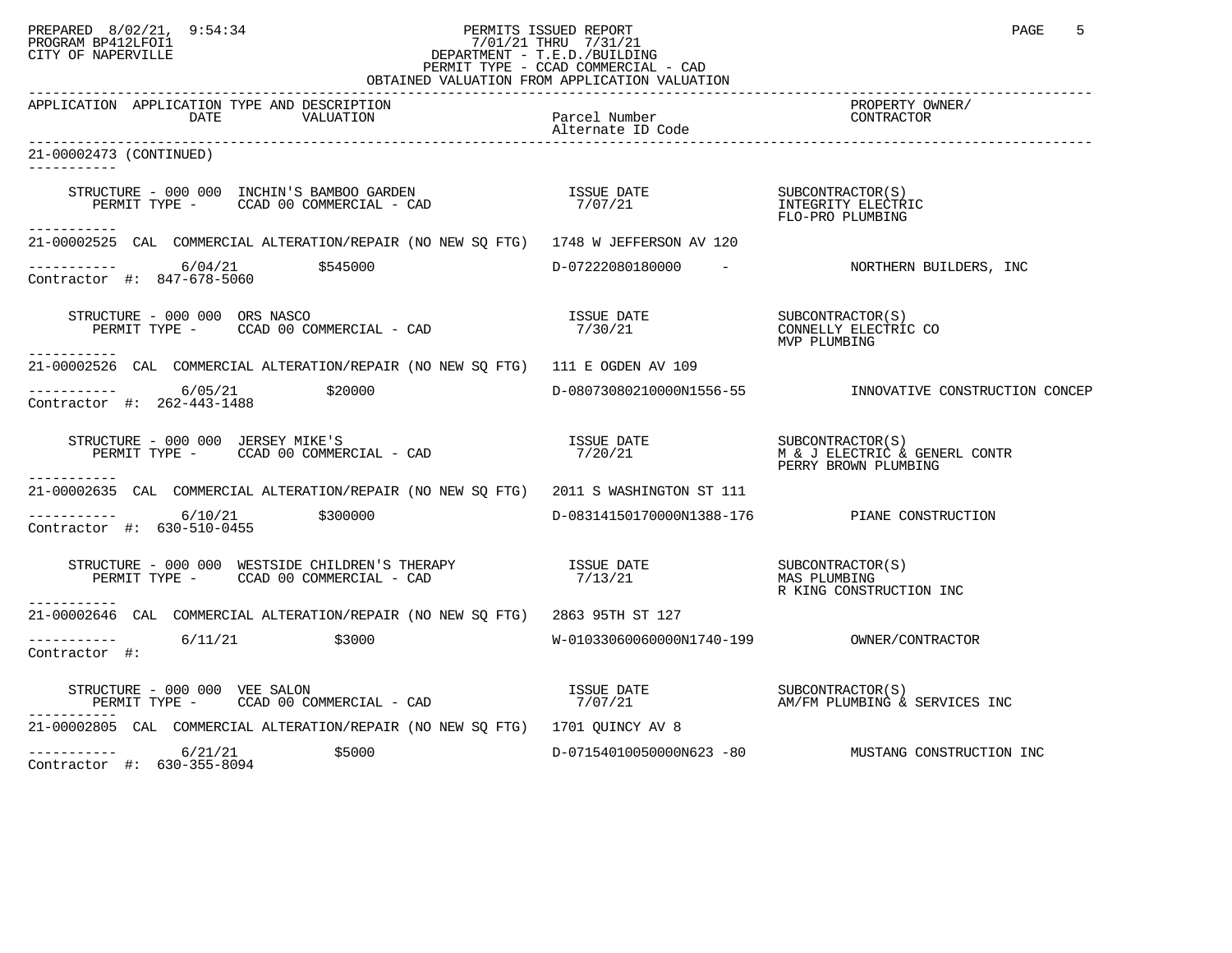PREPARED 8/02/21, 9:54:34 PERMITS ISSUED REPORT
PROGRAM BP412LFOI1 7/01/21 THRU 7/31/21
CITY OF NAPERVILLE DEPARTMENT - T.E.D./BUILDING
PERMIT TYPE - CCAD COMMERCIAL - CAD
OBTAINED VALUATION FROM APPLICATION VALUATION

| APPLICATION | APPLICATION TYPE AND DESCRIPTION DATE VALUATION | Parcel Number Alternate ID Code | PROPERTY OWNER/ CONTRACTOR |
|---|---|---|---|

21-00002473 (CONTINUED)

STRUCTURE - 000 000 INCHIN'S BAMBOO GARDEN — ISSUE DATE 7/07/21 — SUBCONTRACTOR(S): INTEGRITY ELECTRIC, FLO-PRO PLUMBING
PERMIT TYPE - CCAD 00 COMMERCIAL - CAD

---

21-00002525 CAL COMMERCIAL ALTERATION/REPAIR (NO NEW SQ FTG) 1748 W JEFFERSON AV 120
6/04/21 $545000 D-07222080180000 - NORTHERN BUILDERS, INC
Contractor #: 847-678-5060

STRUCTURE - 000 000 ORS NASCO — ISSUE DATE 7/30/21 — SUBCONTRACTOR(S): CONNELLY ELECTRIC CO, MVP PLUMBING
PERMIT TYPE - CCAD 00 COMMERCIAL - CAD

---

21-00002526 CAL COMMERCIAL ALTERATION/REPAIR (NO NEW SQ FTG) 111 E OGDEN AV 109
6/05/21 $20000 D-08073080210000N1556-55 INNOVATIVE CONSTRUCTION CONCEP
Contractor #: 262-443-1488

STRUCTURE - 000 000 JERSEY MIKE'S — ISSUE DATE 7/20/21 — SUBCONTRACTOR(S): M & J ELECTRIC & GENERL CONTR, PERRY BROWN PLUMBING
PERMIT TYPE - CCAD 00 COMMERCIAL - CAD

---

21-00002635 CAL COMMERCIAL ALTERATION/REPAIR (NO NEW SQ FTG) 2011 S WASHINGTON ST 111
6/10/21 $300000 D-08314150170000N1388-176 PIANE CONSTRUCTION
Contractor #: 630-510-0455

STRUCTURE - 000 000 WESTSIDE CHILDREN'S THERAPY — ISSUE DATE 7/13/21 — SUBCONTRACTOR(S): MAS PLUMBING, R KING CONSTRUCTION INC
PERMIT TYPE - CCAD 00 COMMERCIAL - CAD

---

21-00002646 CAL COMMERCIAL ALTERATION/REPAIR (NO NEW SQ FTG) 2863 95TH ST 127
6/11/21 $3000 W-01033060060000N1740-199 OWNER/CONTRACTOR
Contractor #:

STRUCTURE - 000 000 VEE SALON — ISSUE DATE 7/07/21 — SUBCONTRACTOR(S): AM/FM PLUMBING & SERVICES INC
PERMIT TYPE - CCAD 00 COMMERCIAL - CAD

---

21-00002805 CAL COMMERCIAL ALTERATION/REPAIR (NO NEW SQ FTG) 1701 QUINCY AV 8
6/21/21 $5000 D-07154010050000N623 -80 MUSTANG CONSTRUCTION INC
Contractor #: 630-355-8094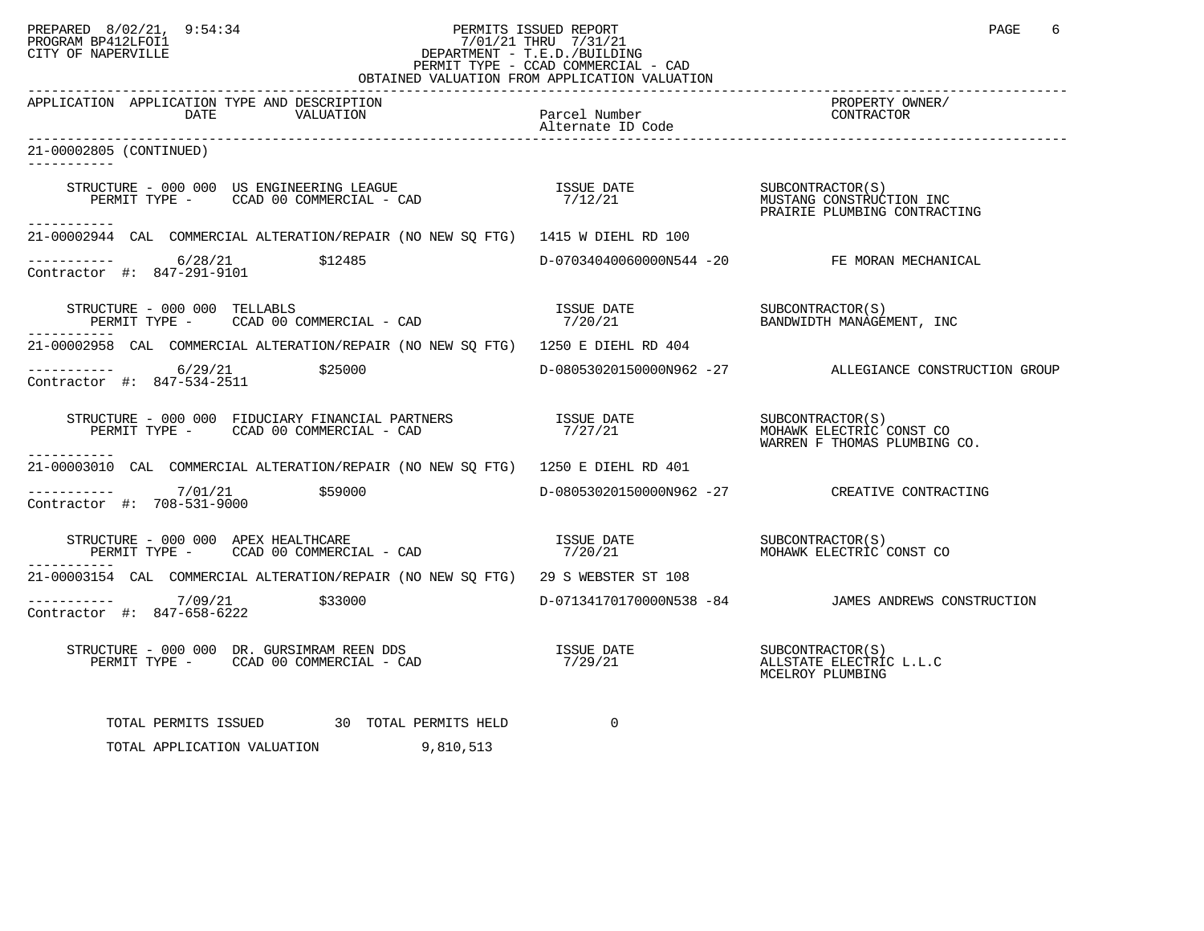PREPARED 8/02/21, 9:54:34
PROGRAM BP412LFOI1
CITY OF NAPERVILLE

PERMITS ISSUED REPORT
7/01/21 THRU 7/31/21
DEPARTMENT - T.E.D./BUILDING
PERMIT TYPE - CCAD COMMERCIAL - CAD
OBTAINED VALUATION FROM APPLICATION VALUATION

| APPLICATION | APPLICATION TYPE AND DESCRIPTION DATE / VALUATION | Parcel Number / Alternate ID Code | PROPERTY OWNER/ CONTRACTOR |
|---|---|---|---|
| 21-00002805 (CONTINUED) | | | |
| | STRUCTURE - 000 000 US ENGINEERING LEAGUE<br>PERMIT TYPE - CCAD 00 COMMERCIAL - CAD | ISSUE DATE<br>7/12/21 | SUBCONTRACTOR(S)<br>MUSTANG CONSTRUCTION INC<br>PRAIRIE PLUMBING CONTRACTING |
| 21-00002944 | CAL COMMERCIAL ALTERATION/REPAIR (NO NEW SQ FTG) 1415 W DIEHL RD 100 | | |
| Contractor #: 847-291-9101 | 6/28/21 $12485 | D-07034040060000N544 -20 | FE MORAN MECHANICAL |
| | STRUCTURE - 000 000 TELLABLS<br>PERMIT TYPE - CCAD 00 COMMERCIAL - CAD | ISSUE DATE<br>7/20/21 | SUBCONTRACTOR(S)<br>BANDWIDTH MANAGEMENT, INC |
| 21-00002958 | CAL COMMERCIAL ALTERATION/REPAIR (NO NEW SQ FTG) 1250 E DIEHL RD 404 | | |
| Contractor #: 847-534-2511 | 6/29/21 $25000 | D-08053020150000N962 -27 | ALLEGIANCE CONSTRUCTION GROUP |
| | STRUCTURE - 000 000 FIDUCIARY FINANCIAL PARTNERS<br>PERMIT TYPE - CCAD 00 COMMERCIAL - CAD | ISSUE DATE<br>7/27/21 | SUBCONTRACTOR(S)<br>MOHAWK ELECTRIC CONST CO<br>WARREN F THOMAS PLUMBING CO. |
| 21-00003010 | CAL COMMERCIAL ALTERATION/REPAIR (NO NEW SQ FTG) 1250 E DIEHL RD 401 | | |
| Contractor #: 708-531-9000 | 7/01/21 $59000 | D-08053020150000N962 -27 | CREATIVE CONTRACTING |
| | STRUCTURE - 000 000 APEX HEALTHCARE<br>PERMIT TYPE - CCAD 00 COMMERCIAL - CAD | ISSUE DATE<br>7/20/21 | SUBCONTRACTOR(S)<br>MOHAWK ELECTRIC CONST CO |
| 21-00003154 | CAL COMMERCIAL ALTERATION/REPAIR (NO NEW SQ FTG) 29 S WEBSTER ST 108 | | |
| Contractor #: 847-658-6222 | 7/09/21 $33000 | D-07134170170000N538 -84 | JAMES ANDREWS CONSTRUCTION |
| | STRUCTURE - 000 000 DR. GURSIMRAM REEN DDS<br>PERMIT TYPE - CCAD 00 COMMERCIAL - CAD | ISSUE DATE<br>7/29/21 | SUBCONTRACTOR(S)<br>ALLSTATE ELECTRIC L.L.C<br>MCELROY PLUMBING |

TOTAL PERMITS ISSUED 30 TOTAL PERMITS HELD 0

TOTAL APPLICATION VALUATION 9,810,513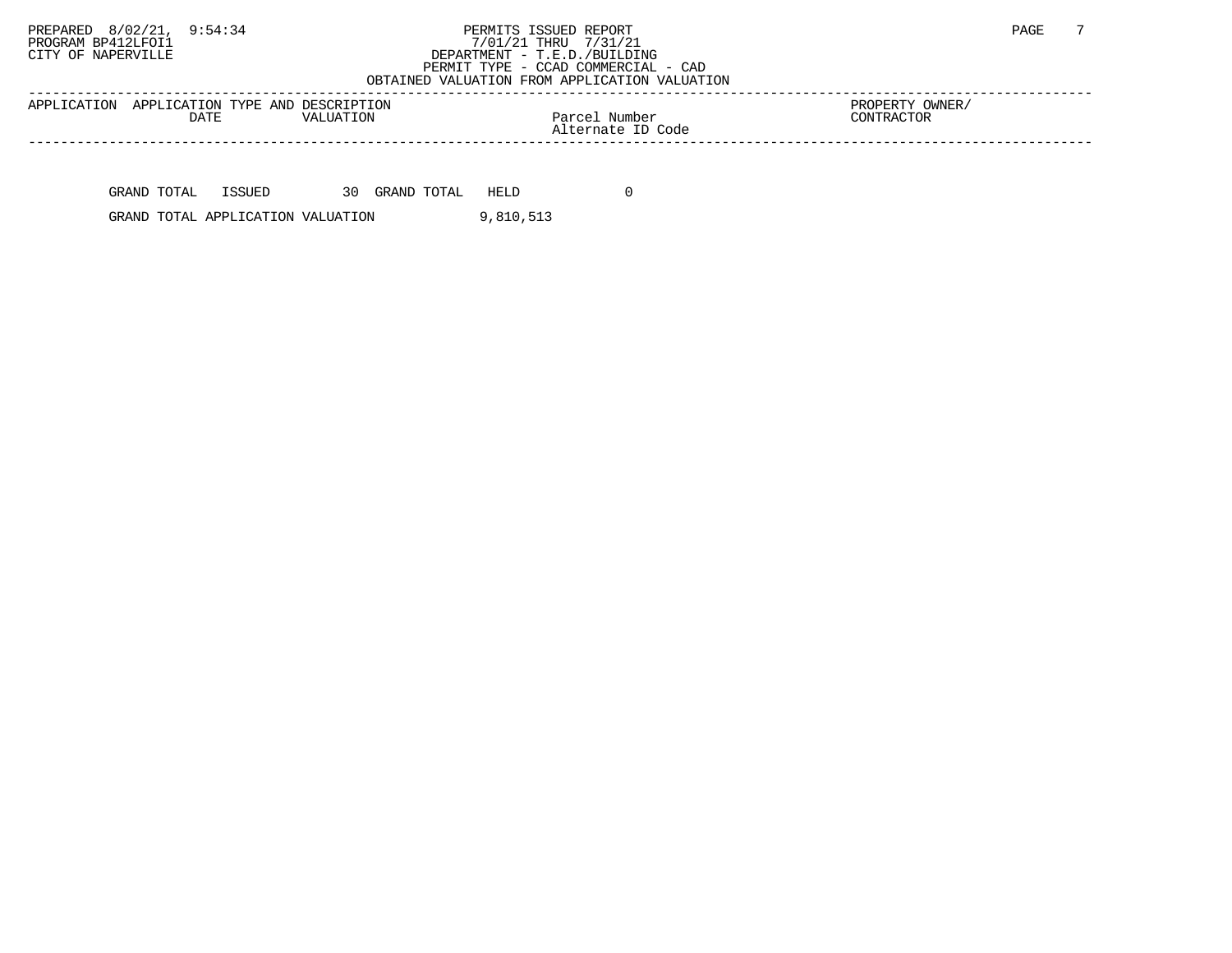PREPARED 8/02/21, 9:54:34
PROGRAM BP412LFOI1
CITY OF NAPERVILLE

PERMITS ISSUED REPORT
7/01/21 THRU 7/31/21
DEPARTMENT - T.E.D./BUILDING
PERMIT TYPE - CCAD COMMERCIAL - CAD
OBTAINED VALUATION FROM APPLICATION VALUATION

| APPLICATION | APPLICATION TYPE AND DESCRIPTION DATE | VALUATION | Parcel Number Alternate ID Code | PROPERTY OWNER/ CONTRACTOR |
|---|---|---|---|---|

GRAND TOTAL ISSUED 30 GRAND TOTAL HELD 0

GRAND TOTAL APPLICATION VALUATION 9,810,513